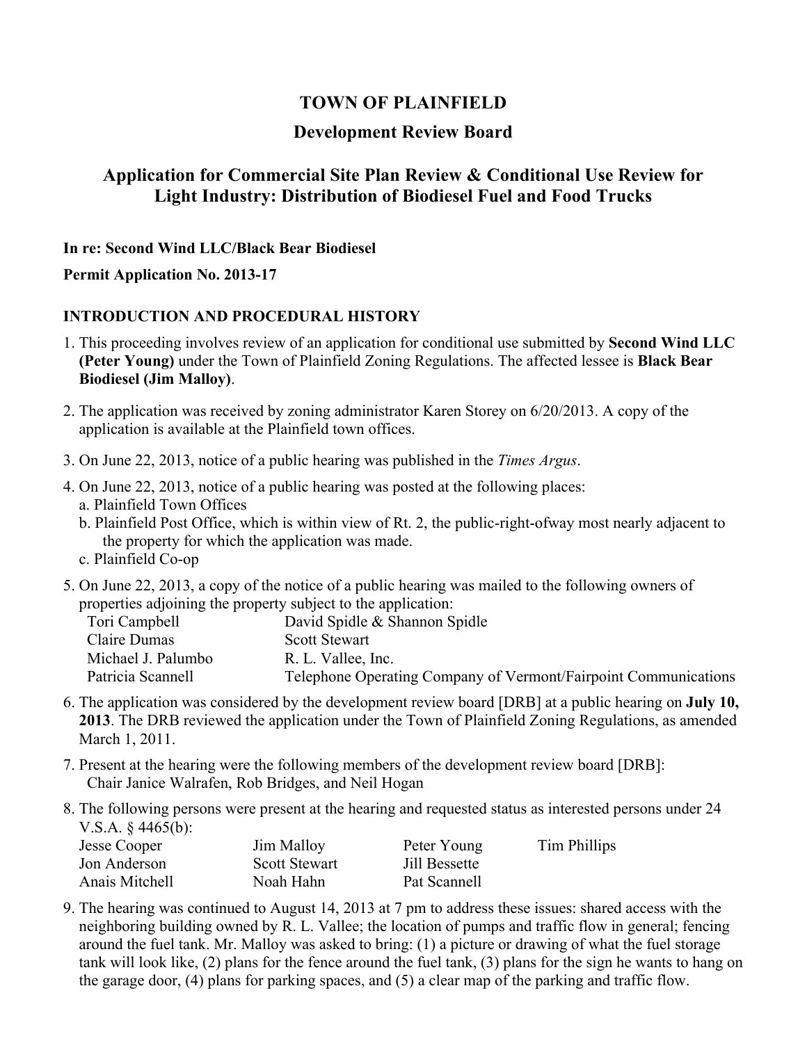# TOWN OF PLAINFIELD

## Development Review Board

## Application for Commercial Site Plan Review & Conditional Use Review for Light Industry: Distribution of Biodiesel Fuel and Food Trucks

**In re: Second Wind LLC/Black Bear Biodiesel**

**Permit Application No. 2013-17**

### INTRODUCTION AND PROCEDURAL HISTORY

1. This proceeding involves review of an application for conditional use submitted by **Second Wind LLC (Peter Young)** under the Town of Plainfield Zoning Regulations. The affected lessee is **Black Bear Biodiesel (Jim Malloy)**.

2. The application was received by zoning administrator Karen Storey on 6/20/2013. A copy of the application is available at the Plainfield town offices.

3. On June 22, 2013, notice of a public hearing was published in the *Times Argus*.

4. On June 22, 2013, notice of a public hearing was posted at the following places:
   a. Plainfield Town Offices
   b. Plainfield Post Office, which is within view of Rt. 2, the public-right-ofway most nearly adjacent to the property for which the application was made.
   c. Plainfield Co-op

5. On June 22, 2013, a copy of the notice of a public hearing was mailed to the following owners of properties adjoining the property subject to the application:

| | |
|---|---|
| Tori Campbell | David Spidle & Shannon Spidle |
| Claire Dumas | Scott Stewart |
| Michael J. Palumbo | R. L. Vallee, Inc. |
| Patricia Scannell | Telephone Operating Company of Vermont/Fairpoint Communications |

6. The application was considered by the development review board [DRB] at a public hearing on **July 10, 2013**. The DRB reviewed the application under the Town of Plainfield Zoning Regulations, as amended March 1, 2011.

7. Present at the hearing were the following members of the development review board [DRB]:
   Chair Janice Walrafen, Rob Bridges, and Neil Hogan

8. The following persons were present at the hearing and requested status as interested persons under 24 V.S.A. § 4465(b):

| | | | |
|---|---|---|---|
| Jesse Cooper | Jim Malloy | Peter Young | Tim Phillips |
| Jon Anderson | Scott Stewart | Jill Bessette | |
| Anais Mitchell | Noah Hahn | Pat Scannell | |

9. The hearing was continued to August 14, 2013 at 7 pm to address these issues: shared access with the neighboring building owned by R. L. Vallee; the location of pumps and traffic flow in general; fencing around the fuel tank. Mr. Malloy was asked to bring: (1) a picture or drawing of what the fuel storage tank will look like, (2) plans for the fence around the fuel tank, (3) plans for the sign he wants to hang on the garage door, (4) plans for parking spaces, and (5) a clear map of the parking and traffic flow.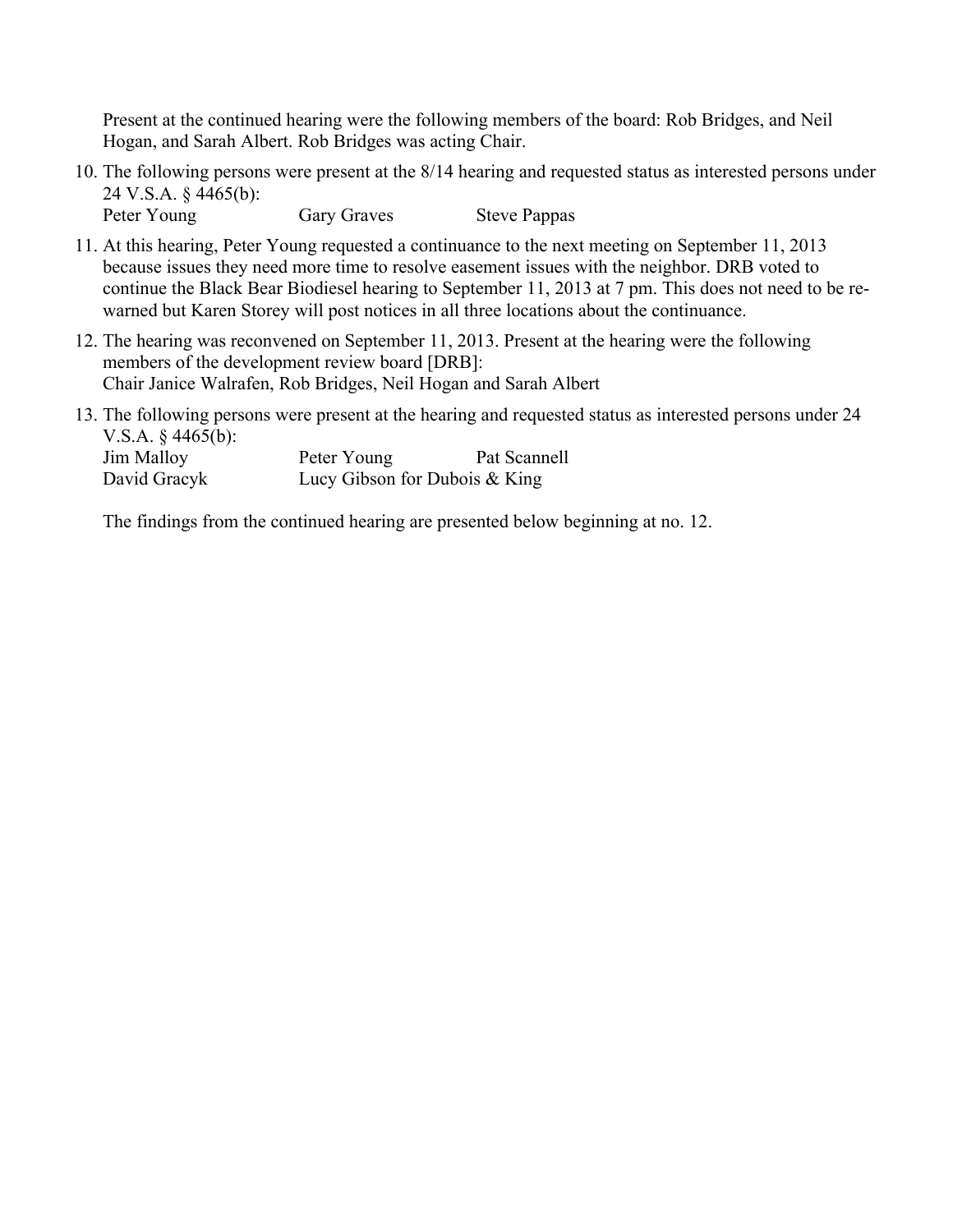Present at the continued hearing were the following members of the board: Rob Bridges, and Neil Hogan, and Sarah Albert. Rob Bridges was acting Chair.

10. The following persons were present at the 8/14 hearing and requested status as interested persons under 24 V.S.A. § 4465(b):
    Peter Young    Gary Graves    Steve Pappas

11. At this hearing, Peter Young requested a continuance to the next meeting on September 11, 2013 because issues they need more time to resolve easement issues with the neighbor. DRB voted to continue the Black Bear Biodiesel hearing to September 11, 2013 at 7 pm. This does not need to be re-warned but Karen Storey will post notices in all three locations about the continuance.

12. The hearing was reconvened on September 11, 2013. Present at the hearing were the following members of the development review board [DRB]:
    Chair Janice Walrafen, Rob Bridges, Neil Hogan and Sarah Albert

13. The following persons were present at the hearing and requested status as interested persons under 24 V.S.A. § 4465(b):
    Jim Malloy    Peter Young    Pat Scannell
    David Gracyk    Lucy Gibson for Dubois & King

    The findings from the continued hearing are presented below beginning at no. 12.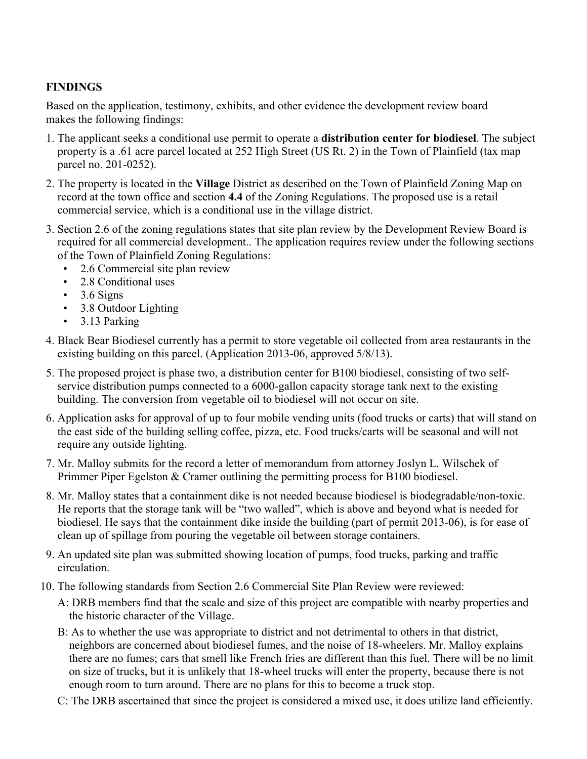**FINDINGS**

Based on the application, testimony, exhibits, and other evidence the development review board makes the following findings:

1. The applicant seeks a conditional use permit to operate a **distribution center for biodiesel**. The subject property is a .61 acre parcel located at 252 High Street (US Rt. 2) in the Town of Plainfield (tax map parcel no. 201-0252).
2. The property is located in the **Village** District as described on the Town of Plainfield Zoning Map on record at the town office and section **4.4** of the Zoning Regulations. The proposed use is a retail commercial service, which is a conditional use in the village district.
3. Section 2.6 of the zoning regulations states that site plan review by the Development Review Board is required for all commercial development.. The application requires review under the following sections of the Town of Plainfield Zoning Regulations:
   - 2.6 Commercial site plan review
   - 2.8 Conditional uses
   - 3.6 Signs
   - 3.8 Outdoor Lighting
   - 3.13 Parking
4. Black Bear Biodiesel currently has a permit to store vegetable oil collected from area restaurants in the existing building on this parcel. (Application 2013-06, approved 5/8/13).
5. The proposed project is phase two, a distribution center for B100 biodiesel, consisting of two self-service distribution pumps connected to a 6000-gallon capacity storage tank next to the existing building. The conversion from vegetable oil to biodiesel will not occur on site.
6. Application asks for approval of up to four mobile vending units (food trucks or carts) that will stand on the east side of the building selling coffee, pizza, etc. Food trucks/carts will be seasonal and will not require any outside lighting.
7. Mr. Malloy submits for the record a letter of memorandum from attorney Joslyn L. Wilschek of Primmer Piper Egelston & Cramer outlining the permitting process for B100 biodiesel.
8. Mr. Malloy states that a containment dike is not needed because biodiesel is biodegradable/non-toxic. He reports that the storage tank will be "two walled", which is above and beyond what is needed for biodiesel. He says that the containment dike inside the building (part of permit 2013-06), is for ease of clean up of spillage from pouring the vegetable oil between storage containers.
9. An updated site plan was submitted showing location of pumps, food trucks, parking and traffic circulation.
10. The following standards from Section 2.6 Commercial Site Plan Review were reviewed:

    A: DRB members find that the scale and size of this project are compatible with nearby properties and the historic character of the Village.

    B: As to whether the use was appropriate to district and not detrimental to others in that district, neighbors are concerned about biodiesel fumes, and the noise of 18-wheelers. Mr. Malloy explains there are no fumes; cars that smell like French fries are different than this fuel. There will be no limit on size of trucks, but it is unlikely that 18-wheel trucks will enter the property, because there is not enough room to turn around. There are no plans for this to become a truck stop.

    C: The DRB ascertained that since the project is considered a mixed use, it does utilize land efficiently.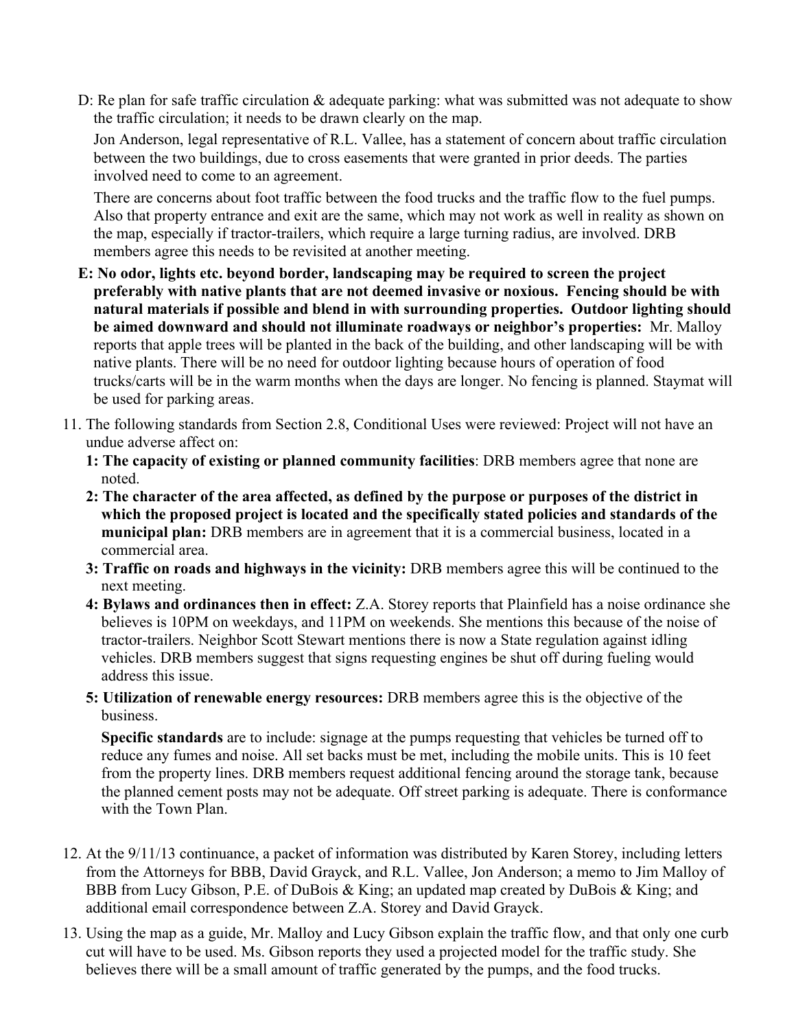D: Re plan for safe traffic circulation & adequate parking: what was submitted was not adequate to show the traffic circulation; it needs to be drawn clearly on the map.

Jon Anderson, legal representative of R.L. Vallee, has a statement of concern about traffic circulation between the two buildings, due to cross easements that were granted in prior deeds. The parties involved need to come to an agreement.

There are concerns about foot traffic between the food trucks and the traffic flow to the fuel pumps. Also that property entrance and exit are the same, which may not work as well in reality as shown on the map, especially if tractor-trailers, which require a large turning radius, are involved. DRB members agree this needs to be revisited at another meeting.

**E: No odor, lights etc. beyond border, landscaping may be required to screen the project preferably with native plants that are not deemed invasive or noxious. Fencing should be with natural materials if possible and blend in with surrounding properties. Outdoor lighting should be aimed downward and should not illuminate roadways or neighbor's properties:** Mr. Malloy reports that apple trees will be planted in the back of the building, and other landscaping will be with native plants. There will be no need for outdoor lighting because hours of operation of food trucks/carts will be in the warm months when the days are longer. No fencing is planned. Staymat will be used for parking areas.

11. The following standards from Section 2.8, Conditional Uses were reviewed: Project will not have an undue adverse affect on:
    - **1: The capacity of existing or planned community facilities**: DRB members agree that none are noted.
    - **2: The character of the area affected, as defined by the purpose or purposes of the district in which the proposed project is located and the specifically stated policies and standards of the municipal plan:** DRB members are in agreement that it is a commercial business, located in a commercial area.
    - **3: Traffic on roads and highways in the vicinity:** DRB members agree this will be continued to the next meeting.
    - **4: Bylaws and ordinances then in effect:** Z.A. Storey reports that Plainfield has a noise ordinance she believes is 10PM on weekdays, and 11PM on weekends. She mentions this because of the noise of tractor-trailers. Neighbor Scott Stewart mentions there is now a State regulation against idling vehicles. DRB members suggest that signs requesting engines be shut off during fueling would address this issue.
    - **5: Utilization of renewable energy resources:** DRB members agree this is the objective of the business.

    **Specific standards** are to include: signage at the pumps requesting that vehicles be turned off to reduce any fumes and noise. All set backs must be met, including the mobile units. This is 10 feet from the property lines. DRB members request additional fencing around the storage tank, because the planned cement posts may not be adequate. Off street parking is adequate. There is conformance with the Town Plan.

12. At the 9/11/13 continuance, a packet of information was distributed by Karen Storey, including letters from the Attorneys for BBB, David Grayck, and R.L. Vallee, Jon Anderson; a memo to Jim Malloy of BBB from Lucy Gibson, P.E. of DuBois & King; an updated map created by DuBois & King; and additional email correspondence between Z.A. Storey and David Grayck.

13. Using the map as a guide, Mr. Malloy and Lucy Gibson explain the traffic flow, and that only one curb cut will have to be used. Ms. Gibson reports they used a projected model for the traffic study. She believes there will be a small amount of traffic generated by the pumps, and the food trucks.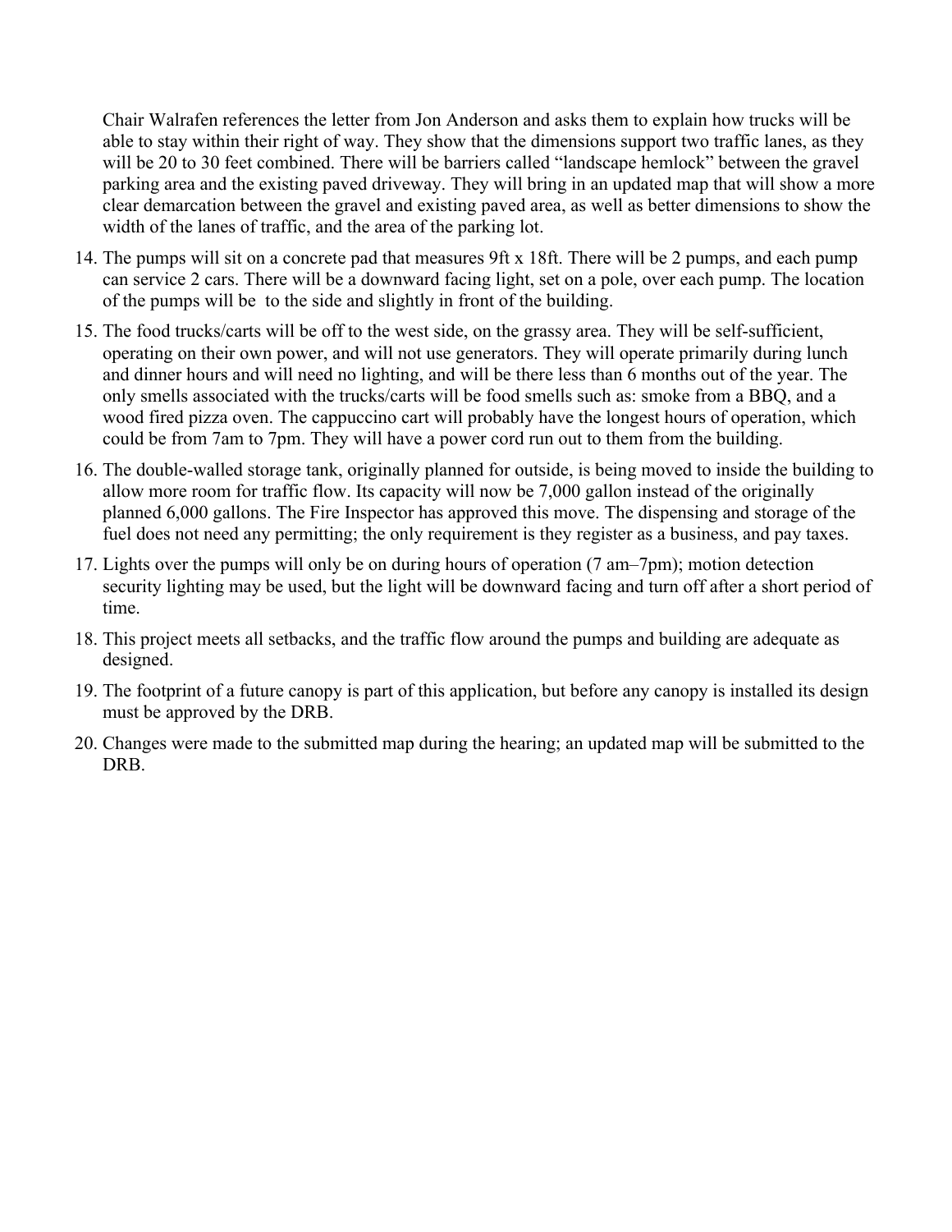Chair Walrafen references the letter from Jon Anderson and asks them to explain how trucks will be able to stay within their right of way. They show that the dimensions support two traffic lanes, as they will be 20 to 30 feet combined. There will be barriers called "landscape hemlock" between the gravel parking area and the existing paved driveway. They will bring in an updated map that will show a more clear demarcation between the gravel and existing paved area, as well as better dimensions to show the width of the lanes of traffic, and the area of the parking lot.

14. The pumps will sit on a concrete pad that measures 9ft x 18ft. There will be 2 pumps, and each pump can service 2 cars. There will be a downward facing light, set on a pole, over each pump. The location of the pumps will be to the side and slightly in front of the building.
15. The food trucks/carts will be off to the west side, on the grassy area. They will be self-sufficient, operating on their own power, and will not use generators. They will operate primarily during lunch and dinner hours and will need no lighting, and will be there less than 6 months out of the year. The only smells associated with the trucks/carts will be food smells such as: smoke from a BBQ, and a wood fired pizza oven. The cappuccino cart will probably have the longest hours of operation, which could be from 7am to 7pm. They will have a power cord run out to them from the building.
16. The double-walled storage tank, originally planned for outside, is being moved to inside the building to allow more room for traffic flow. Its capacity will now be 7,000 gallon instead of the originally planned 6,000 gallons. The Fire Inspector has approved this move. The dispensing and storage of the fuel does not need any permitting; the only requirement is they register as a business, and pay taxes.
17. Lights over the pumps will only be on during hours of operation (7 am–7pm); motion detection security lighting may be used, but the light will be downward facing and turn off after a short period of time.
18. This project meets all setbacks, and the traffic flow around the pumps and building are adequate as designed.
19. The footprint of a future canopy is part of this application, but before any canopy is installed its design must be approved by the DRB.
20. Changes were made to the submitted map during the hearing; an updated map will be submitted to the DRB.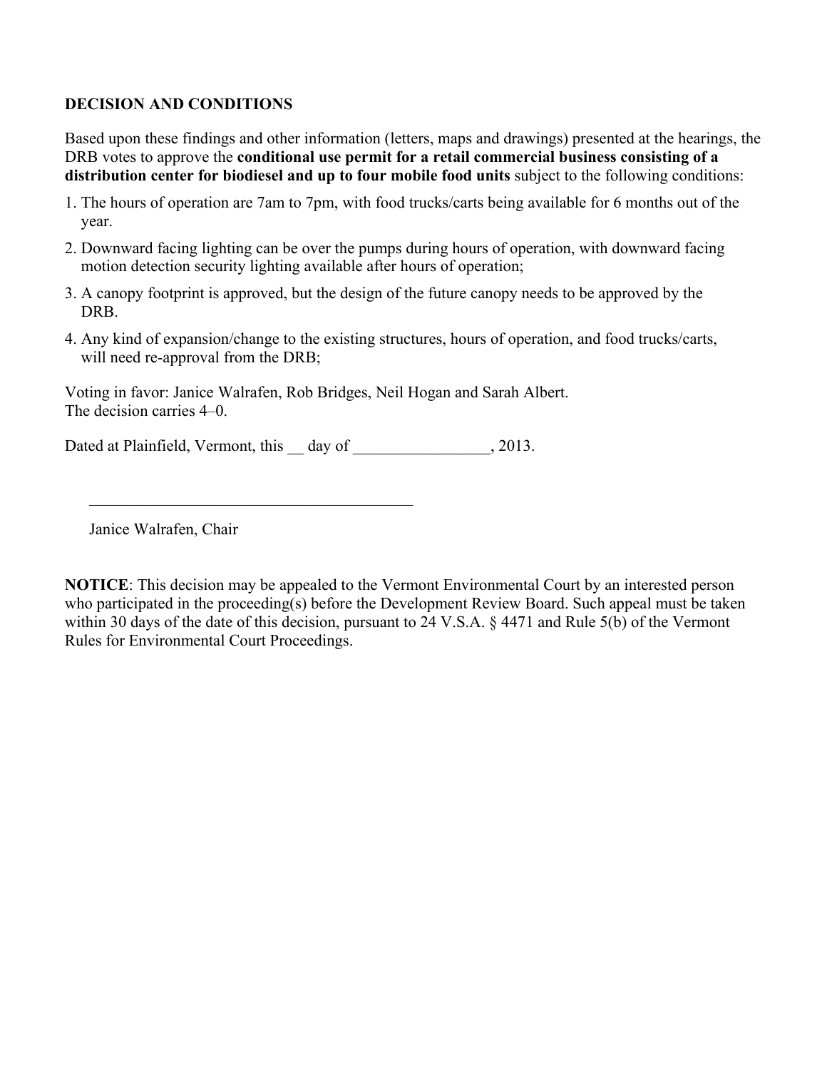**DECISION AND CONDITIONS**

Based upon these findings and other information (letters, maps and drawings) presented at the hearings, the DRB votes to approve the **conditional use permit for a retail commercial business consisting of a distribution center for biodiesel and up to four mobile food units** subject to the following conditions:

1. The hours of operation are 7am to 7pm, with food trucks/carts being available for 6 months out of the year.
2. Downward facing lighting can be over the pumps during hours of operation, with downward facing motion detection security lighting available after hours of operation;
3. A canopy footprint is approved, but the design of the future canopy needs to be approved by the DRB.
4. Any kind of expansion/change to the existing structures, hours of operation, and food trucks/carts, will need re-approval from the DRB;

Voting in favor: Janice Walrafen, Rob Bridges, Neil Hogan and Sarah Albert.
The decision carries 4–0.

Dated at Plainfield, Vermont, this __ day of _________________, 2013.

_________________________________________

Janice Walrafen, Chair

**NOTICE**: This decision may be appealed to the Vermont Environmental Court by an interested person who participated in the proceeding(s) before the Development Review Board. Such appeal must be taken within 30 days of the date of this decision, pursuant to 24 V.S.A. § 4471 and Rule 5(b) of the Vermont Rules for Environmental Court Proceedings.